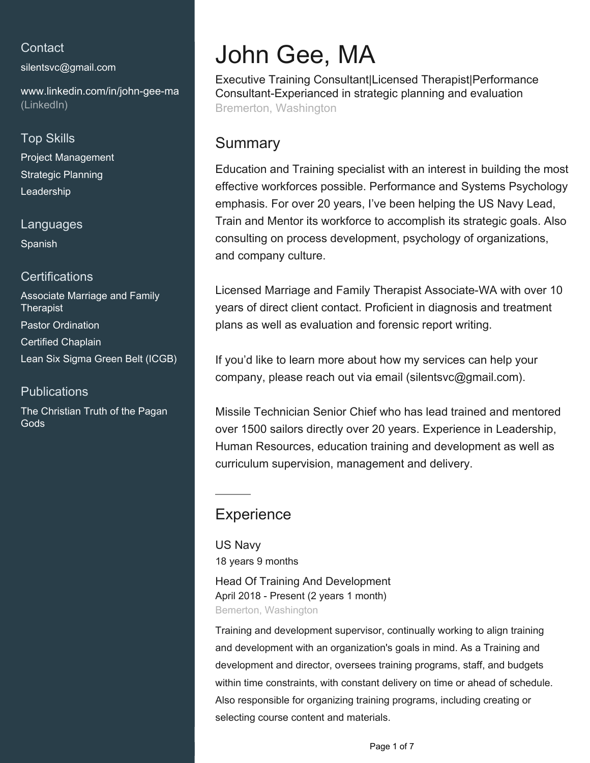## Contact

silentsvc@gmail.com

www.linkedin.com/in/john-gee-ma (LinkedIn)

## Top Skills

Project Management

Strategic Planning

Leadership

## Languages

Spanish

## Certifications

Associate Marriage and Family Therapist

Pastor Ordination

Certified Chaplain

Lean Six Sigma Green Belt (ICGB)

## Publications

The Christian Truth of the Pagan Gods

# John Gee, MA

Executive Training Consultant|Licensed Therapist|Performance Consultant-Experianced in strategic planning and evaluation

Bremerton, Washington

## Summary

Education and Training specialist with an interest in building the most effective workforces possible. Performance and Systems Psychology emphasis. For over 20 years, I've been helping the US Navy Lead, Train and Mentor its workforce to accomplish its strategic goals. Also consulting on process development, psychology of organizations, and company culture.

Licensed Marriage and Family Therapist Associate-WA with over 10 years of direct client contact. Proficient in diagnosis and treatment plans as well as evaluation and forensic report writing.

If you'd like to learn more about how my services can help your company, please reach out via email (silentsvc@gmail.com).

Missile Technician Senior Chief who has lead trained and mentored over 1500 sailors directly over 20 years. Experience in Leadership, Human Resources, education training and development as well as curriculum supervision, management and delivery.

## Experience

### US Navy

18 years 9 months

**Head Of Training And Development**

April 2018 - Present (2 years 1 month)

Bemerton, Washington

Training and development supervisor, continually working to align training and development with an organization's goals in mind. As a Training and development and director, oversees training programs, staff, and budgets within time constraints, with constant delivery on time or ahead of schedule. Also responsible for organizing training programs, including creating or selecting course content and materials.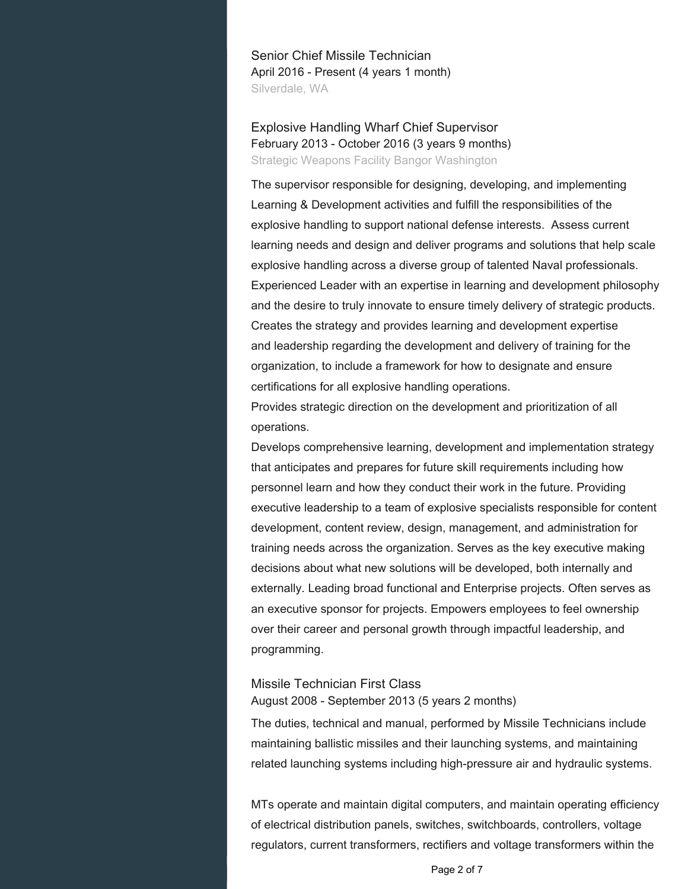### Senior Chief Missile Technician

April 2016 - Present (4 years 1 month)

Silverdale, WA

### Explosive Handling Wharf Chief Supervisor

February 2013 - October 2016 (3 years 9 months)

Strategic Weapons Facility Bangor Washington

The supervisor responsible for designing, developing, and implementing Learning & Development activities and fulfill the responsibilities of the explosive handling to support national defense interests. Assess current learning needs and design and deliver programs and solutions that help scale explosive handling across a diverse group of talented Naval professionals. Experienced Leader with an expertise in learning and development philosophy and the desire to truly innovate to ensure timely delivery of strategic products. Creates the strategy and provides learning and development expertise and leadership regarding the development and delivery of training for the organization, to include a framework for how to designate and ensure certifications for all explosive handling operations.

Provides strategic direction on the development and prioritization of all operations.

Develops comprehensive learning, development and implementation strategy that anticipates and prepares for future skill requirements including how personnel learn and how they conduct their work in the future. Providing executive leadership to a team of explosive specialists responsible for content development, content review, design, management, and administration for training needs across the organization. Serves as the key executive making decisions about what new solutions will be developed, both internally and externally. Leading broad functional and Enterprise projects. Often serves as an executive sponsor for projects. Empowers employees to feel ownership over their career and personal growth through impactful leadership, and programming.

### Missile Technician First Class

August 2008 - September 2013 (5 years 2 months)

The duties, technical and manual, performed by Missile Technicians include maintaining ballistic missiles and their launching systems, and maintaining related launching systems including high-pressure air and hydraulic systems.

MTs operate and maintain digital computers, and maintain operating efficiency of electrical distribution panels, switches, switchboards, controllers, voltage regulators, current transformers, rectifiers and voltage transformers within the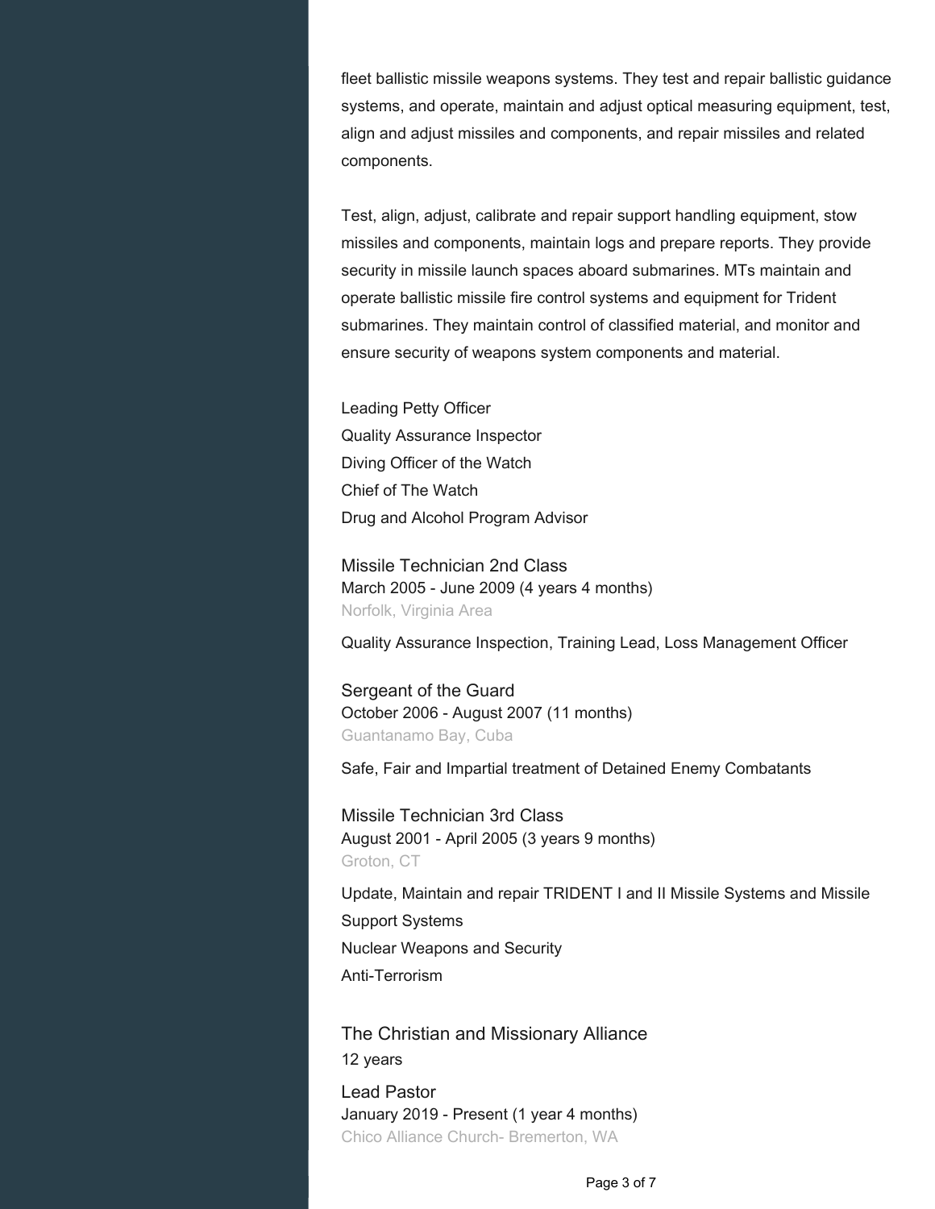fleet ballistic missile weapons systems. They test and repair ballistic guidance systems, and operate, maintain and adjust optical measuring equipment, test, align and adjust missiles and components, and repair missiles and related components.

Test, align, adjust, calibrate and repair support handling equipment, stow missiles and components, maintain logs and prepare reports. They provide security in missile launch spaces aboard submarines. MTs maintain and operate ballistic missile fire control systems and equipment for Trident submarines. They maintain control of classified material, and monitor and ensure security of weapons system components and material.

Leading Petty Officer
Quality Assurance Inspector
Diving Officer of the Watch
Chief of The Watch
Drug and Alcohol Program Advisor

### Missile Technician 2nd Class

March 2005 - June 2009 (4 years 4 months)
Norfolk, Virginia Area

Quality Assurance Inspection, Training Lead, Loss Management Officer

### Sergeant of the Guard

October 2006 - August 2007 (11 months)
Guantanamo Bay, Cuba

Safe, Fair and Impartial treatment of Detained Enemy Combatants

### Missile Technician 3rd Class

August 2001 - April 2005 (3 years 9 months)
Groton, CT

Update, Maintain and repair TRIDENT I and II Missile Systems and Missile Support Systems
Nuclear Weapons and Security
Anti-Terrorism

## The Christian and Missionary Alliance

12 years

### Lead Pastor

January 2019 - Present (1 year 4 months)
Chico Alliance Church- Bremerton, WA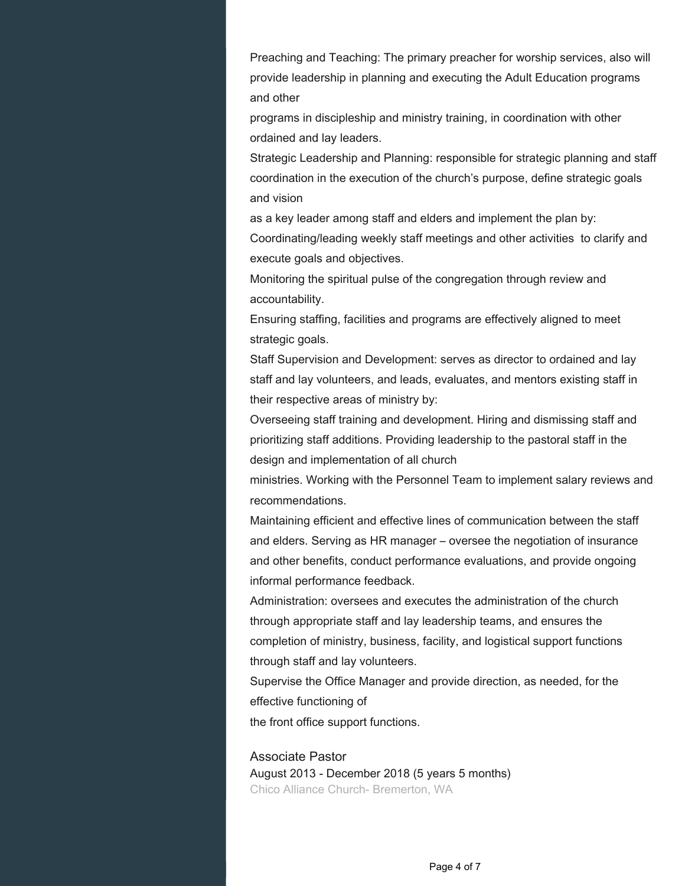Preaching and Teaching: The primary preacher for worship services, also will provide leadership in planning and executing the Adult Education programs and other
programs in discipleship and ministry training, in coordination with other ordained and lay leaders.
Strategic Leadership and Planning: responsible for strategic planning and staff coordination in the execution of the church's purpose, define strategic goals and vision
as a key leader among staff and elders and implement the plan by:
Coordinating/leading weekly staff meetings and other activities to clarify and execute goals and objectives.
Monitoring the spiritual pulse of the congregation through review and accountability.
Ensuring staffing, facilities and programs are effectively aligned to meet strategic goals.
Staff Supervision and Development: serves as director to ordained and lay staff and lay volunteers, and leads, evaluates, and mentors existing staff in their respective areas of ministry by:
Overseeing staff training and development. Hiring and dismissing staff and prioritizing staff additions. Providing leadership to the pastoral staff in the design and implementation of all church
ministries. Working with the Personnel Team to implement salary reviews and recommendations.
Maintaining efficient and effective lines of communication between the staff and elders. Serving as HR manager – oversee the negotiation of insurance and other benefits, conduct performance evaluations, and provide ongoing informal performance feedback.
Administration: oversees and executes the administration of the church through appropriate staff and lay leadership teams, and ensures the completion of ministry, business, facility, and logistical support functions through staff and lay volunteers.
Supervise the Office Manager and provide direction, as needed, for the effective functioning of
the front office support functions.

### Associate Pastor
August 2013 - December 2018 (5 years 5 months)
Chico Alliance Church- Bremerton, WA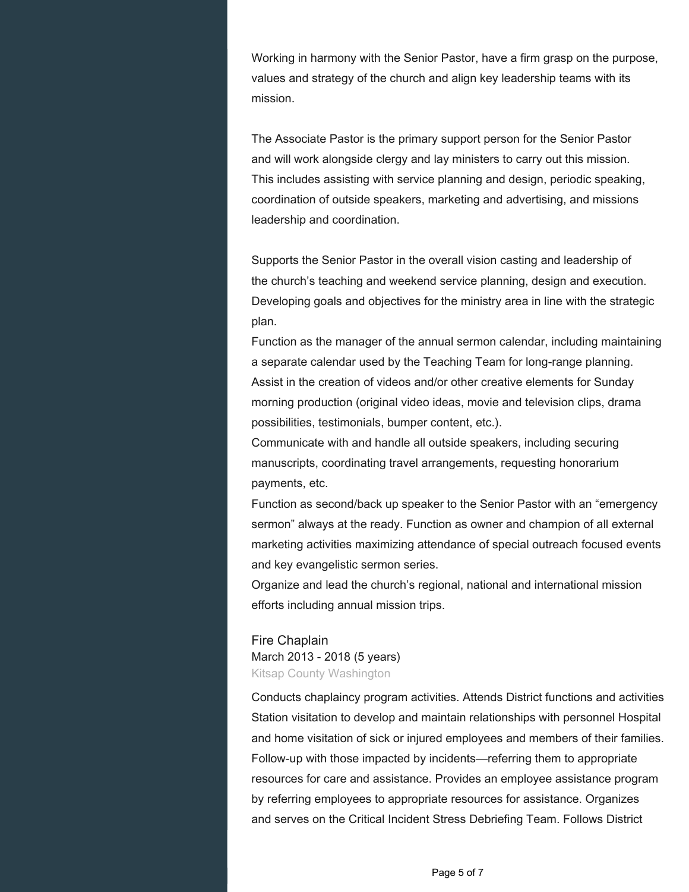Working in harmony with the Senior Pastor, have a firm grasp on the purpose, values and strategy of the church and align key leadership teams with its mission.

The Associate Pastor is the primary support person for the Senior Pastor and will work alongside clergy and lay ministers to carry out this mission. This includes assisting with service planning and design, periodic speaking, coordination of outside speakers, marketing and advertising, and missions leadership and coordination.

Supports the Senior Pastor in the overall vision casting and leadership of the church's teaching and weekend service planning, design and execution. Developing goals and objectives for the ministry area in line with the strategic plan.
Function as the manager of the annual sermon calendar, including maintaining a separate calendar used by the Teaching Team for long-range planning. Assist in the creation of videos and/or other creative elements for Sunday morning production (original video ideas, movie and television clips, drama possibilities, testimonials, bumper content, etc.).
Communicate with and handle all outside speakers, including securing manuscripts, coordinating travel arrangements, requesting honorarium payments, etc.
Function as second/back up speaker to the Senior Pastor with an "emergency sermon" always at the ready. Function as owner and champion of all external marketing activities maximizing attendance of special outreach focused events and key evangelistic sermon series.
Organize and lead the church's regional, national and international mission efforts including annual mission trips.

### Fire Chaplain

March 2013 - 2018 (5 years)
Kitsap County Washington

Conducts chaplaincy program activities. Attends District functions and activities Station visitation to develop and maintain relationships with personnel Hospital and home visitation of sick or injured employees and members of their families. Follow-up with those impacted by incidents—referring them to appropriate resources for care and assistance. Provides an employee assistance program by referring employees to appropriate resources for assistance. Organizes and serves on the Critical Incident Stress Debriefing Team. Follows District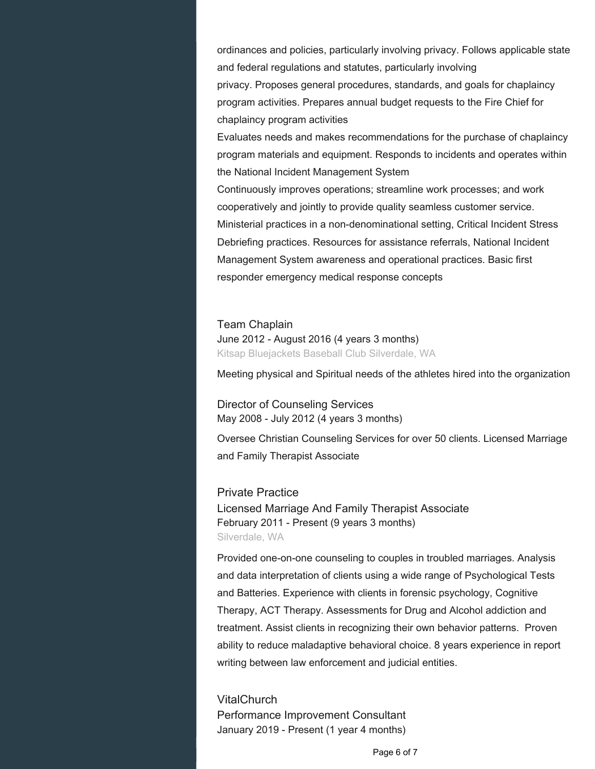ordinances and policies, particularly involving privacy. Follows applicable state and federal regulations and statutes, particularly involving privacy. Proposes general procedures, standards, and goals for chaplaincy program activities. Prepares annual budget requests to the Fire Chief for chaplaincy program activities

Evaluates needs and makes recommendations for the purchase of chaplaincy program materials and equipment. Responds to incidents and operates within the National Incident Management System

Continuously improves operations; streamline work processes; and work cooperatively and jointly to provide quality seamless customer service. Ministerial practices in a non-denominational setting, Critical Incident Stress Debriefing practices. Resources for assistance referrals, National Incident Management System awareness and operational practices. Basic first responder emergency medical response concepts

### Team Chaplain

June 2012 - August 2016 (4 years 3 months)

Kitsap Bluejackets Baseball Club Silverdale, WA

Meeting physical and Spiritual needs of the athletes hired into the organization

### Director of Counseling Services

May 2008 - July 2012 (4 years 3 months)

Oversee Christian Counseling Services for over 50 clients. Licensed Marriage and Family Therapist Associate

## Private Practice

### Licensed Marriage And Family Therapist Associate

February 2011 - Present (9 years 3 months)

Silverdale, WA

Provided one-on-one counseling to couples in troubled marriages. Analysis and data interpretation of clients using a wide range of Psychological Tests and Batteries. Experience with clients in forensic psychology, Cognitive Therapy, ACT Therapy. Assessments for Drug and Alcohol addiction and treatment. Assist clients in recognizing their own behavior patterns. Proven ability to reduce maladaptive behavioral choice. 8 years experience in report writing between law enforcement and judicial entities.

## VitalChurch

### Performance Improvement Consultant

January 2019 - Present (1 year 4 months)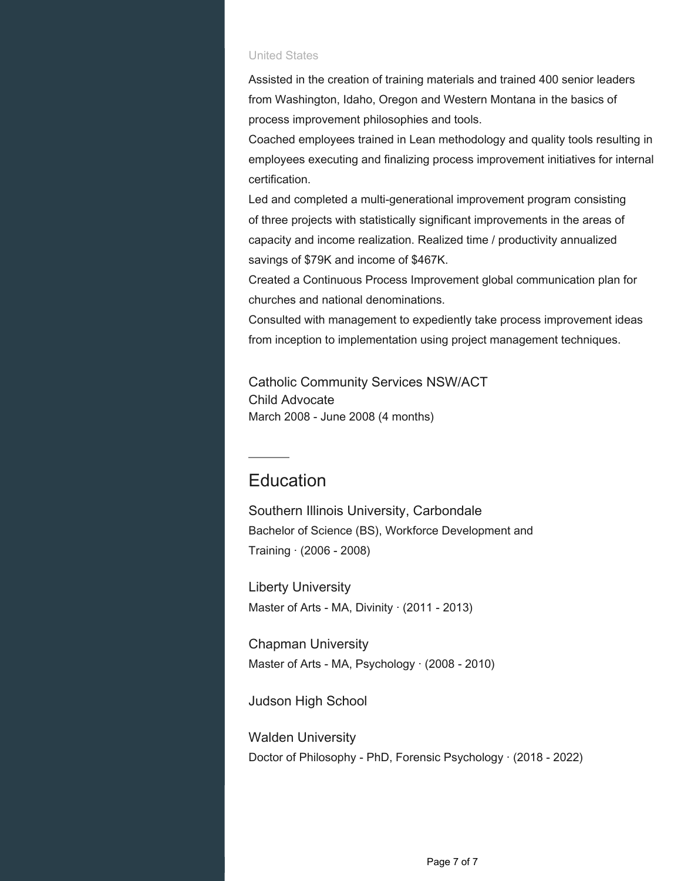United States

Assisted in the creation of training materials and trained 400 senior leaders from Washington, Idaho, Oregon and Western Montana in the basics of process improvement philosophies and tools.

Coached employees trained in Lean methodology and quality tools resulting in employees executing and finalizing process improvement initiatives for internal certification.

Led and completed a multi-generational improvement program consisting of three projects with statistically significant improvements in the areas of capacity and income realization. Realized time / productivity annualized savings of $79K and income of $467K.

Created a Continuous Process Improvement global communication plan for churches and national denominations.

Consulted with management to expediently take process improvement ideas from inception to implementation using project management techniques.

### Catholic Community Services NSW/ACT
Child Advocate
March 2008 - June 2008 (4 months)

## Education

### Southern Illinois University, Carbondale
Bachelor of Science (BS), Workforce Development and Training · (2006 - 2008)

### Liberty University
Master of Arts - MA, Divinity · (2011 - 2013)

### Chapman University
Master of Arts - MA, Psychology · (2008 - 2010)

### Judson High School

### Walden University
Doctor of Philosophy - PhD, Forensic Psychology · (2018 - 2022)